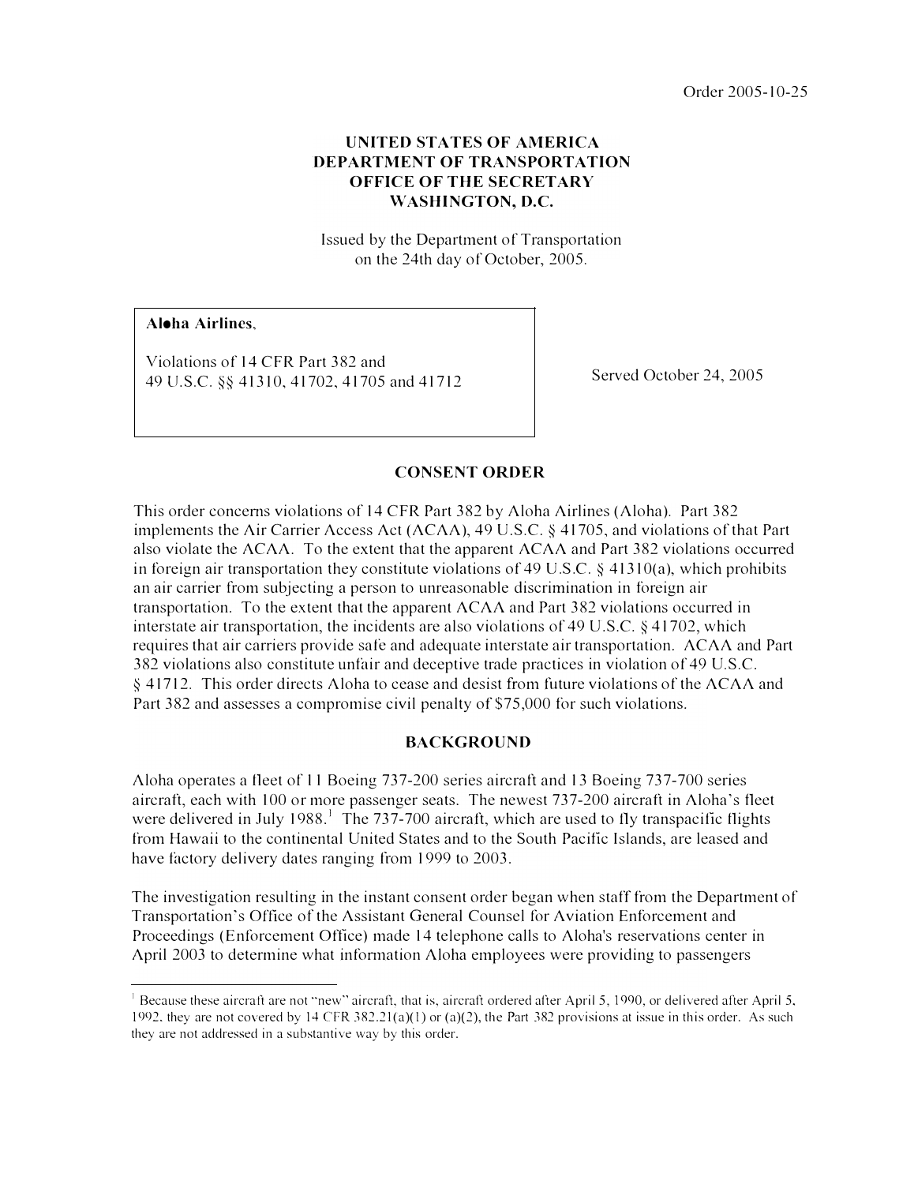Order 2005-10-25

**UNITED STATES OF AMERICA**
**DEPARTMENT OF TRANSPORTATION**
**OFFICE OF THE SECRETARY**
**WASHINGTON, D.C.**

Issued by the Department of Transportation
on the 24th day of October, 2005.

| | |
|---|---|
| **Aloha Airlines,**<br><br>Violations of 14 CFR Part 382 and<br>49 U.S.C. §§ 41310, 41702, 41705 and 41712 | Served October 24, 2005 |

## CONSENT ORDER

This order concerns violations of 14 CFR Part 382 by Aloha Airlines (Aloha). Part 382 implements the Air Carrier Access Act (ACAA), 49 U.S.C. § 41705, and violations of that Part also violate the ACAA. To the extent that the apparent ACAA and Part 382 violations occurred in foreign air transportation they constitute violations of 49 U.S.C. § 41310(a), which prohibits an air carrier from subjecting a person to unreasonable discrimination in foreign air transportation. To the extent that the apparent ACAA and Part 382 violations occurred in interstate air transportation, the incidents are also violations of 49 U.S.C. § 41702, which requires that air carriers provide safe and adequate interstate air transportation. ACAA and Part 382 violations also constitute unfair and deceptive trade practices in violation of 49 U.S.C. § 41712. This order directs Aloha to cease and desist from future violations of the ACAA and Part 382 and assesses a compromise civil penalty of $75,000 for such violations.

## BACKGROUND

Aloha operates a fleet of 11 Boeing 737-200 series aircraft and 13 Boeing 737-700 series aircraft, each with 100 or more passenger seats. The newest 737-200 aircraft in Aloha's fleet were delivered in July 1988.[1] The 737-700 aircraft, which are used to fly transpacific flights from Hawaii to the continental United States and to the South Pacific Islands, are leased and have factory delivery dates ranging from 1999 to 2003.

The investigation resulting in the instant consent order began when staff from the Department of Transportation's Office of the Assistant General Counsel for Aviation Enforcement and Proceedings (Enforcement Office) made 14 telephone calls to Aloha's reservations center in April 2003 to determine what information Aloha employees were providing to passengers

---

[1] Because these aircraft are not "new" aircraft, that is, aircraft ordered after April 5, 1990, or delivered after April 5, 1992, they are not covered by 14 CFR 382.21(a)(1) or (a)(2), the Part 382 provisions at issue in this order. As such they are not addressed in a substantive way by this order.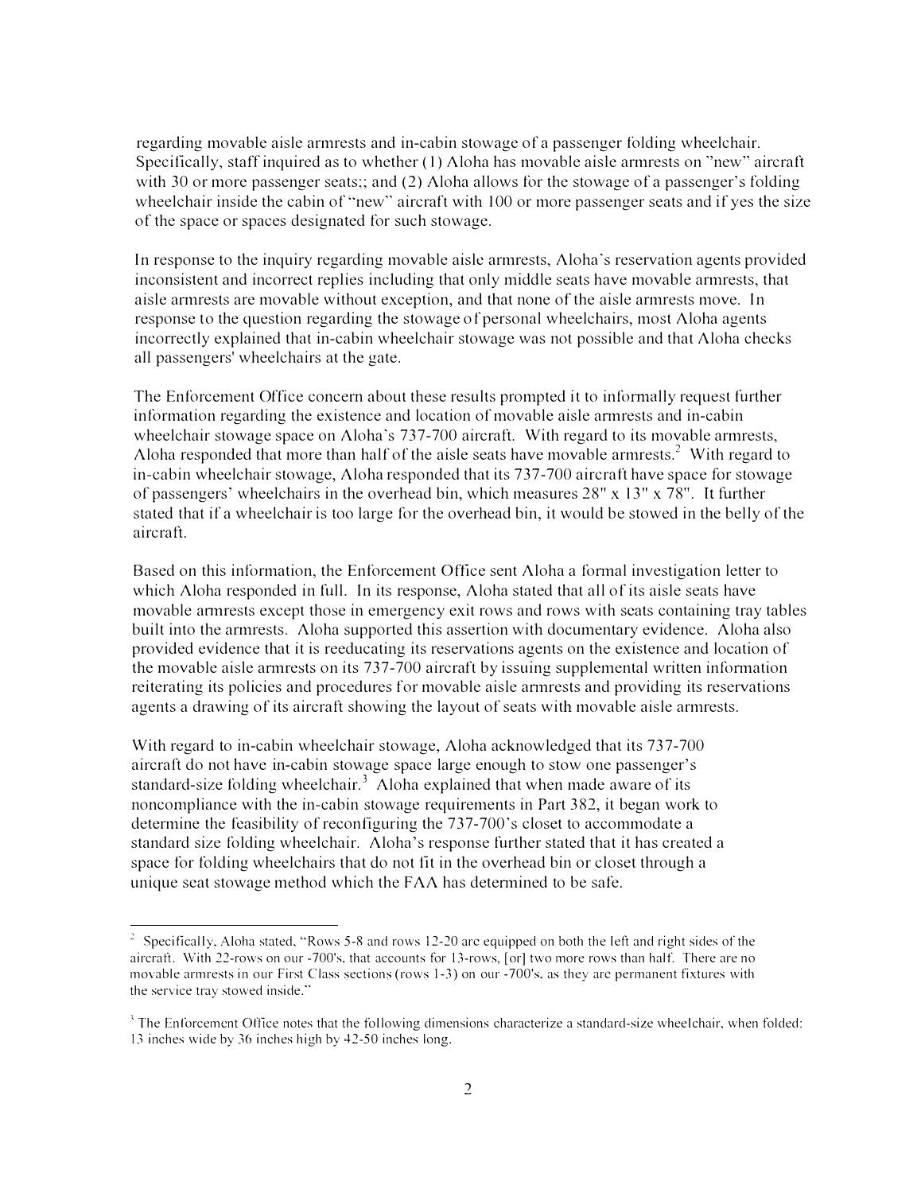regarding movable aisle armrests and in-cabin stowage of a passenger folding wheelchair. Specifically, staff inquired as to whether (1) Aloha has movable aisle armrests on "new" aircraft with 30 or more passenger seats;; and (2) Aloha allows for the stowage of a passenger's folding wheelchair inside the cabin of "new" aircraft with 100 or more passenger seats and if yes the size of the space or spaces designated for such stowage.

In response to the inquiry regarding movable aisle armrests, Aloha's reservation agents provided inconsistent and incorrect replies including that only middle seats have movable armrests, that aisle armrests are movable without exception, and that none of the aisle armrests move. In response to the question regarding the stowage of personal wheelchairs, most Aloha agents incorrectly explained that in-cabin wheelchair stowage was not possible and that Aloha checks all passengers' wheelchairs at the gate.

The Enforcement Office concern about these results prompted it to informally request further information regarding the existence and location of movable aisle armrests and in-cabin wheelchair stowage space on Aloha's 737-700 aircraft. With regard to its movable armrests, Aloha responded that more than half of the aisle seats have movable armrests.[2] With regard to in-cabin wheelchair stowage, Aloha responded that its 737-700 aircraft have space for stowage of passengers' wheelchairs in the overhead bin, which measures 28" x 13" x 78". It further stated that if a wheelchair is too large for the overhead bin, it would be stowed in the belly of the aircraft.

Based on this information, the Enforcement Office sent Aloha a formal investigation letter to which Aloha responded in full. In its response, Aloha stated that all of its aisle seats have movable armrests except those in emergency exit rows and rows with seats containing tray tables built into the armrests. Aloha supported this assertion with documentary evidence. Aloha also provided evidence that it is reeducating its reservations agents on the existence and location of the movable aisle armrests on its 737-700 aircraft by issuing supplemental written information reiterating its policies and procedures for movable aisle armrests and providing its reservations agents a drawing of its aircraft showing the layout of seats with movable aisle armrests.

With regard to in-cabin wheelchair stowage, Aloha acknowledged that its 737-700 aircraft do not have in-cabin stowage space large enough to stow one passenger's standard-size folding wheelchair.[3] Aloha explained that when made aware of its noncompliance with the in-cabin stowage requirements in Part 382, it began work to determine the feasibility of reconfiguring the 737-700's closet to accommodate a standard size folding wheelchair. Aloha's response further stated that it has created a space for folding wheelchairs that do not fit in the overhead bin or closet through a unique seat stowage method which the FAA has determined to be safe.

---

[2] Specifically, Aloha stated, "Rows 5-8 and rows 12-20 are equipped on both the left and right sides of the aircraft. With 22-rows on our -700's, that accounts for 13-rows, [or] two more rows than half. There are no movable armrests in our First Class sections (rows 1-3) on our -700's, as they are permanent fixtures with the service tray stowed inside."

[3] The Enforcement Office notes that the following dimensions characterize a standard-size wheelchair, when folded: 13 inches wide by 36 inches high by 42-50 inches long.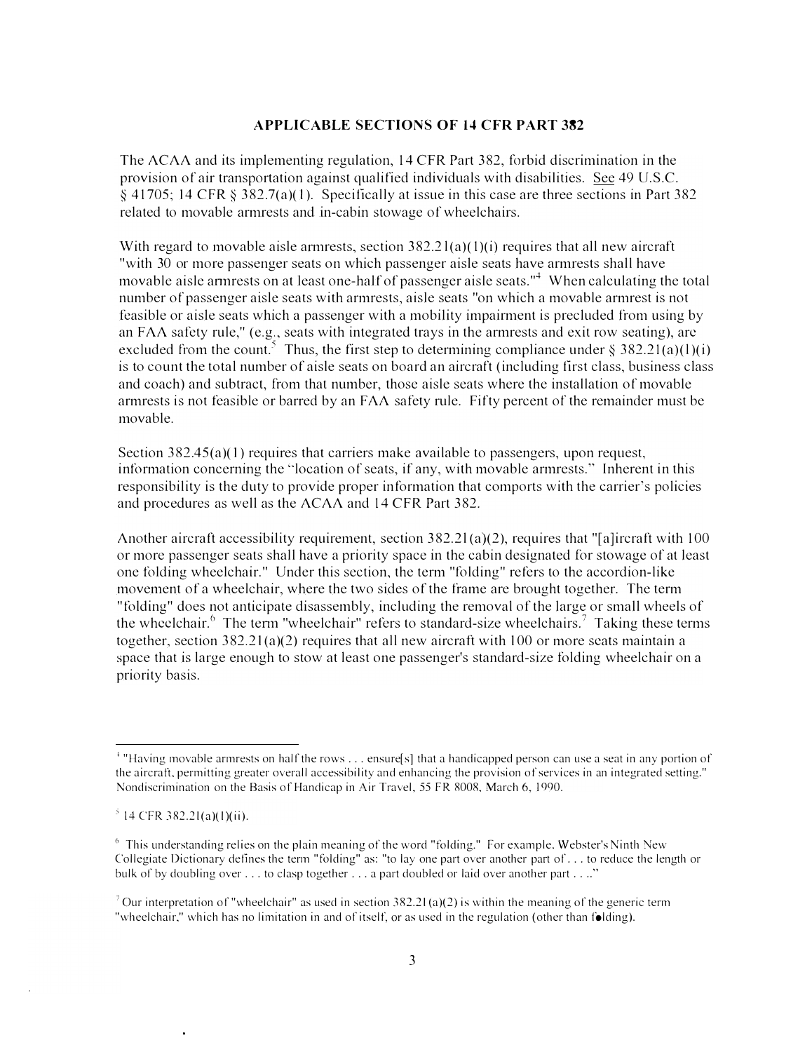## APPLICABLE SECTIONS OF 14 CFR PART 382

The ACAA and its implementing regulation, 14 CFR Part 382, forbid discrimination in the provision of air transportation against qualified individuals with disabilities. See 49 U.S.C. § 41705; 14 CFR § 382.7(a)(1). Specifically at issue in this case are three sections in Part 382 related to movable armrests and in-cabin stowage of wheelchairs.

With regard to movable aisle armrests, section 382.21(a)(1)(i) requires that all new aircraft "with 30 or more passenger seats on which passenger aisle seats have armrests shall have movable aisle armrests on at least one-half of passenger aisle seats."[4] When calculating the total number of passenger aisle seats with armrests, aisle seats "on which a movable armrest is not feasible or aisle seats which a passenger with a mobility impairment is precluded from using by an FAA safety rule," (e.g., seats with integrated trays in the armrests and exit row seating), are excluded from the count.[5] Thus, the first step to determining compliance under § 382.21(a)(1)(i) is to count the total number of aisle seats on board an aircraft (including first class, business class and coach) and subtract, from that number, those aisle seats where the installation of movable armrests is not feasible or barred by an FAA safety rule. Fifty percent of the remainder must be movable.

Section 382.45(a)(1) requires that carriers make available to passengers, upon request, information concerning the "location of seats, if any, with movable armrests." Inherent in this responsibility is the duty to provide proper information that comports with the carrier's policies and procedures as well as the ACAA and 14 CFR Part 382.

Another aircraft accessibility requirement, section 382.21(a)(2), requires that "[a]ircraft with 100 or more passenger seats shall have a priority space in the cabin designated for stowage of at least one folding wheelchair." Under this section, the term "folding" refers to the accordion-like movement of a wheelchair, where the two sides of the frame are brought together. The term "folding" does not anticipate disassembly, including the removal of the large or small wheels of the wheelchair.[6] The term "wheelchair" refers to standard-size wheelchairs.[7] Taking these terms together, section 382.21(a)(2) requires that all new aircraft with 100 or more seats maintain a space that is large enough to stow at least one passenger's standard-size folding wheelchair on a priority basis.

---

[4] "Having movable armrests on half the rows . . . ensure[s] that a handicapped person can use a seat in any portion of the aircraft, permitting greater overall accessibility and enhancing the provision of services in an integrated setting." Nondiscrimination on the Basis of Handicap in Air Travel, 55 FR 8008, March 6, 1990.

[5] 14 CFR 382.21(a)(1)(ii).

[6] This understanding relies on the plain meaning of the word "folding." For example, Webster's Ninth New Collegiate Dictionary defines the term "folding" as: "to lay one part over another part of . . . to reduce the length or bulk of by doubling over . . . to clasp together . . . a part doubled or laid over another part . . .."

[7] Our interpretation of "wheelchair" as used in section 382.21(a)(2) is within the meaning of the generic term "wheelchair," which has no limitation in and of itself, or as used in the regulation (other than folding).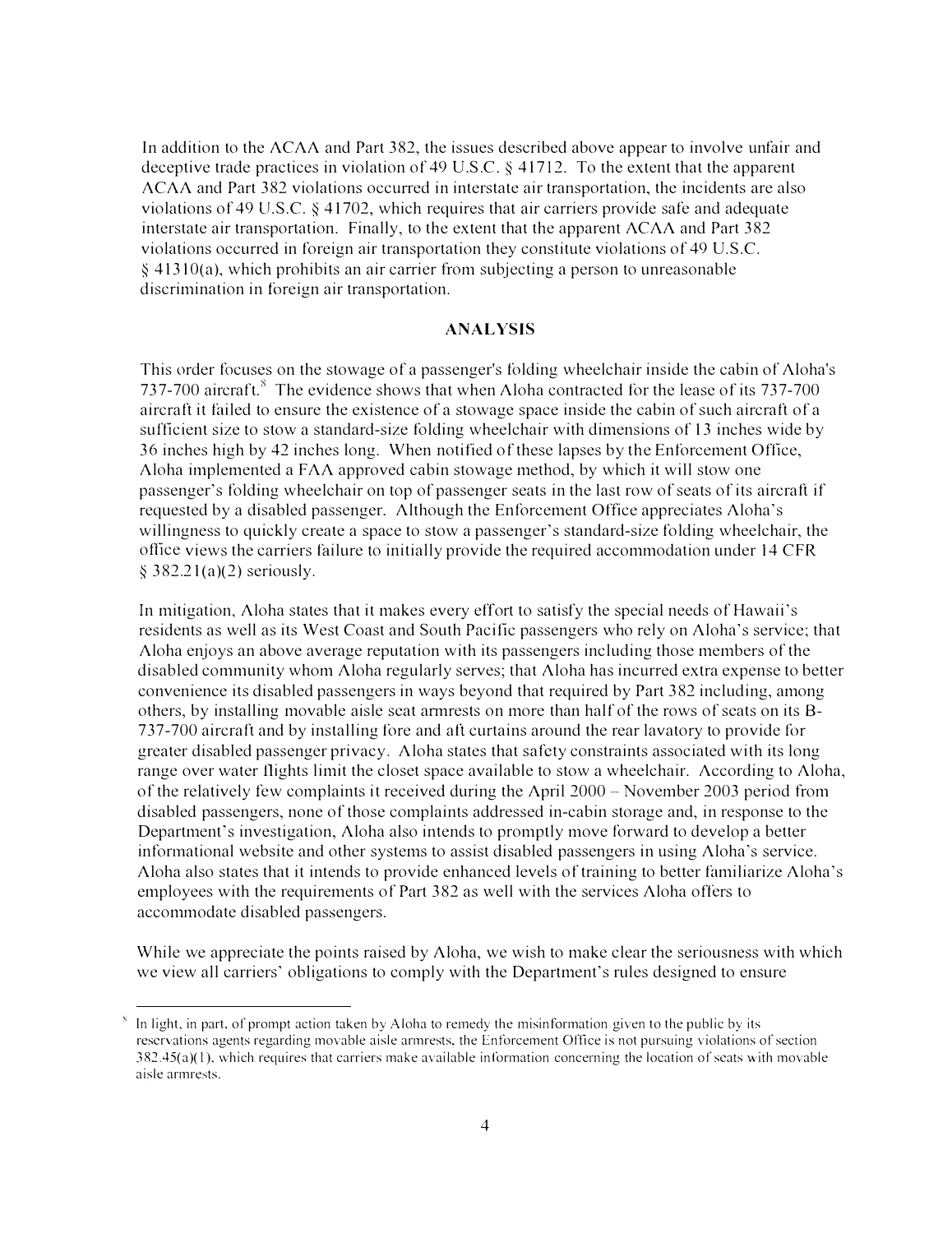In addition to the ACAA and Part 382, the issues described above appear to involve unfair and deceptive trade practices in violation of 49 U.S.C. § 41712. To the extent that the apparent ACAA and Part 382 violations occurred in interstate air transportation, the incidents are also violations of 49 U.S.C. § 41702, which requires that air carriers provide safe and adequate interstate air transportation. Finally, to the extent that the apparent ACAA and Part 382 violations occurred in foreign air transportation they constitute violations of 49 U.S.C. § 41310(a), which prohibits an air carrier from subjecting a person to unreasonable discrimination in foreign air transportation.

## ANALYSIS

This order focuses on the stowage of a passenger's folding wheelchair inside the cabin of Aloha's 737-700 aircraft.[8] The evidence shows that when Aloha contracted for the lease of its 737-700 aircraft it failed to ensure the existence of a stowage space inside the cabin of such aircraft of a sufficient size to stow a standard-size folding wheelchair with dimensions of 13 inches wide by 36 inches high by 42 inches long. When notified of these lapses by the Enforcement Office, Aloha implemented a FAA approved cabin stowage method, by which it will stow one passenger's folding wheelchair on top of passenger seats in the last row of seats of its aircraft if requested by a disabled passenger. Although the Enforcement Office appreciates Aloha's willingness to quickly create a space to stow a passenger's standard-size folding wheelchair, the office views the carriers failure to initially provide the required accommodation under 14 CFR § 382.21(a)(2) seriously.

In mitigation, Aloha states that it makes every effort to satisfy the special needs of Hawaii's residents as well as its West Coast and South Pacific passengers who rely on Aloha's service; that Aloha enjoys an above average reputation with its passengers including those members of the disabled community whom Aloha regularly serves; that Aloha has incurred extra expense to better convenience its disabled passengers in ways beyond that required by Part 382 including, among others, by installing movable aisle seat armrests on more than half of the rows of seats on its B-737-700 aircraft and by installing fore and aft curtains around the rear lavatory to provide for greater disabled passenger privacy. Aloha states that safety constraints associated with its long range over water flights limit the closet space available to stow a wheelchair. According to Aloha, of the relatively few complaints it received during the April 2000 – November 2003 period from disabled passengers, none of those complaints addressed in-cabin storage and, in response to the Department's investigation, Aloha also intends to promptly move forward to develop a better informational website and other systems to assist disabled passengers in using Aloha's service. Aloha also states that it intends to provide enhanced levels of training to better familiarize Aloha's employees with the requirements of Part 382 as well with the services Aloha offers to accommodate disabled passengers.

While we appreciate the points raised by Aloha, we wish to make clear the seriousness with which we view all carriers' obligations to comply with the Department's rules designed to ensure

---

[8] In light, in part, of prompt action taken by Aloha to remedy the misinformation given to the public by its reservations agents regarding movable aisle armrests, the Enforcement Office is not pursuing violations of section 382.45(a)(1), which requires that carriers make available information concerning the location of seats with movable aisle armrests.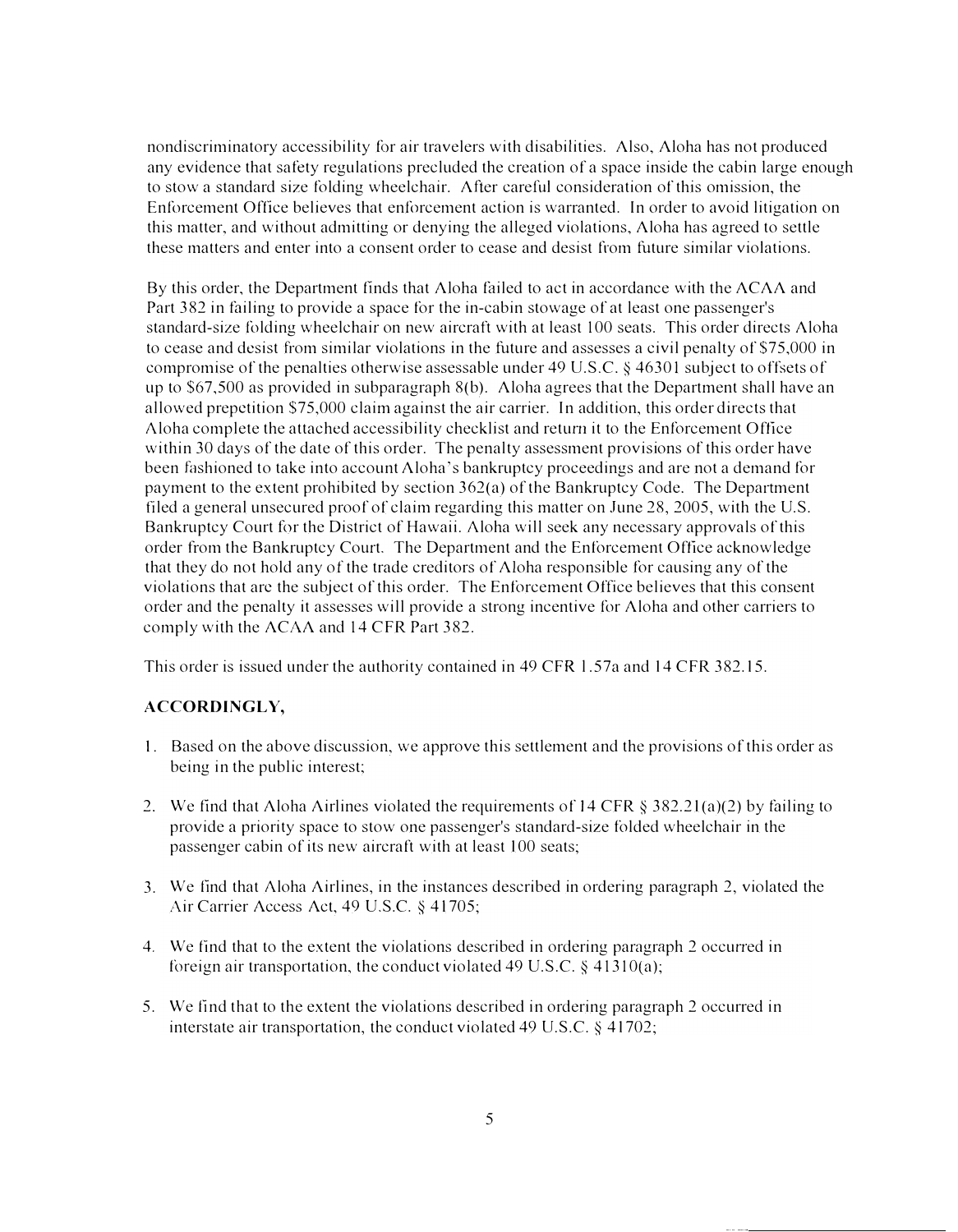nondiscriminatory accessibility for air travelers with disabilities. Also, Aloha has not produced any evidence that safety regulations precluded the creation of a space inside the cabin large enough to stow a standard size folding wheelchair. After careful consideration of this omission, the Enforcement Office believes that enforcement action is warranted. In order to avoid litigation on this matter, and without admitting or denying the alleged violations, Aloha has agreed to settle these matters and enter into a consent order to cease and desist from future similar violations.

By this order, the Department finds that Aloha failed to act in accordance with the ACAA and Part 382 in failing to provide a space for the in-cabin stowage of at least one passenger's standard-size folding wheelchair on new aircraft with at least 100 seats. This order directs Aloha to cease and desist from similar violations in the future and assesses a civil penalty of $75,000 in compromise of the penalties otherwise assessable under 49 U.S.C. § 46301 subject to offsets of up to $67,500 as provided in subparagraph 8(b). Aloha agrees that the Department shall have an allowed prepetition $75,000 claim against the air carrier. In addition, this order directs that Aloha complete the attached accessibility checklist and return it to the Enforcement Office within 30 days of the date of this order. The penalty assessment provisions of this order have been fashioned to take into account Aloha's bankruptcy proceedings and are not a demand for payment to the extent prohibited by section 362(a) of the Bankruptcy Code. The Department filed a general unsecured proof of claim regarding this matter on June 28, 2005, with the U.S. Bankruptcy Court for the District of Hawaii. Aloha will seek any necessary approvals of this order from the Bankruptcy Court. The Department and the Enforcement Office acknowledge that they do not hold any of the trade creditors of Aloha responsible for causing any of the violations that are the subject of this order. The Enforcement Office believes that this consent order and the penalty it assesses will provide a strong incentive for Aloha and other carriers to comply with the ACAA and 14 CFR Part 382.

This order is issued under the authority contained in 49 CFR 1.57a and 14 CFR 382.15.

**ACCORDINGLY,**

1. Based on the above discussion, we approve this settlement and the provisions of this order as being in the public interest;

2. We find that Aloha Airlines violated the requirements of 14 CFR § 382.21(a)(2) by failing to provide a priority space to stow one passenger's standard-size folded wheelchair in the passenger cabin of its new aircraft with at least 100 seats;

3. We find that Aloha Airlines, in the instances described in ordering paragraph 2, violated the Air Carrier Access Act, 49 U.S.C. § 41705;

4. We find that to the extent the violations described in ordering paragraph 2 occurred in foreign air transportation, the conduct violated 49 U.S.C. § 41310(a);

5. We find that to the extent the violations described in ordering paragraph 2 occurred in interstate air transportation, the conduct violated 49 U.S.C. § 41702;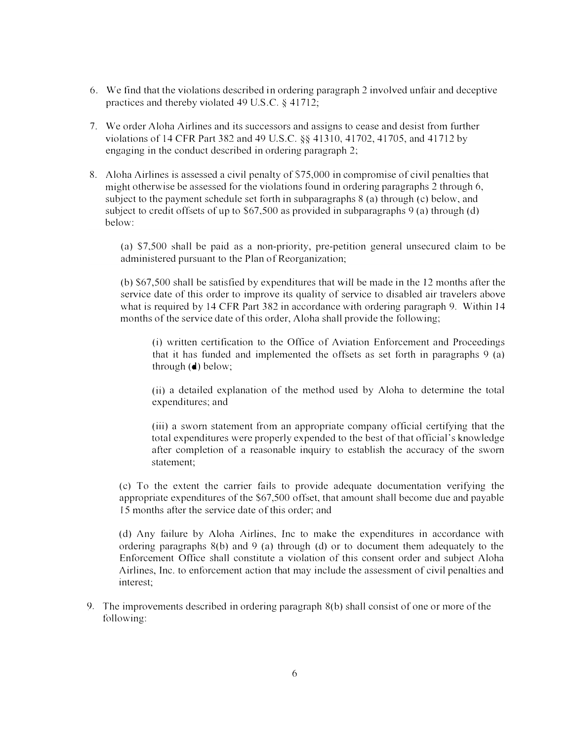6. We find that the violations described in ordering paragraph 2 involved unfair and deceptive practices and thereby violated 49 U.S.C. § 41712;

7. We order Aloha Airlines and its successors and assigns to cease and desist from further violations of 14 CFR Part 382 and 49 U.S.C. §§ 41310, 41702, 41705, and 41712 by engaging in the conduct described in ordering paragraph 2;

8. Aloha Airlines is assessed a civil penalty of $75,000 in compromise of civil penalties that might otherwise be assessed for the violations found in ordering paragraphs 2 through 6, subject to the payment schedule set forth in subparagraphs 8 (a) through (c) below, and subject to credit offsets of up to $67,500 as provided in subparagraphs 9 (a) through (d) below:

   (a) $7,500 shall be paid as a non-priority, pre-petition general unsecured claim to be administered pursuant to the Plan of Reorganization;

   (b) $67,500 shall be satisfied by expenditures that will be made in the 12 months after the service date of this order to improve its quality of service to disabled air travelers above what is required by 14 CFR Part 382 in accordance with ordering paragraph 9. Within 14 months of the service date of this order, Aloha shall provide the following;

      (i) written certification to the Office of Aviation Enforcement and Proceedings that it has funded and implemented the offsets as set forth in paragraphs 9 (a) through (d) below;

      (ii) a detailed explanation of the method used by Aloha to determine the total expenditures; and

      (iii) a sworn statement from an appropriate company official certifying that the total expenditures were properly expended to the best of that official's knowledge after completion of a reasonable inquiry to establish the accuracy of the sworn statement;

   (c) To the extent the carrier fails to provide adequate documentation verifying the appropriate expenditures of the $67,500 offset, that amount shall become due and payable 15 months after the service date of this order; and

   (d) Any failure by Aloha Airlines, Inc to make the expenditures in accordance with ordering paragraphs 8(b) and 9 (a) through (d) or to document them adequately to the Enforcement Office shall constitute a violation of this consent order and subject Aloha Airlines, Inc. to enforcement action that may include the assessment of civil penalties and interest;

9. The improvements described in ordering paragraph 8(b) shall consist of one or more of the following: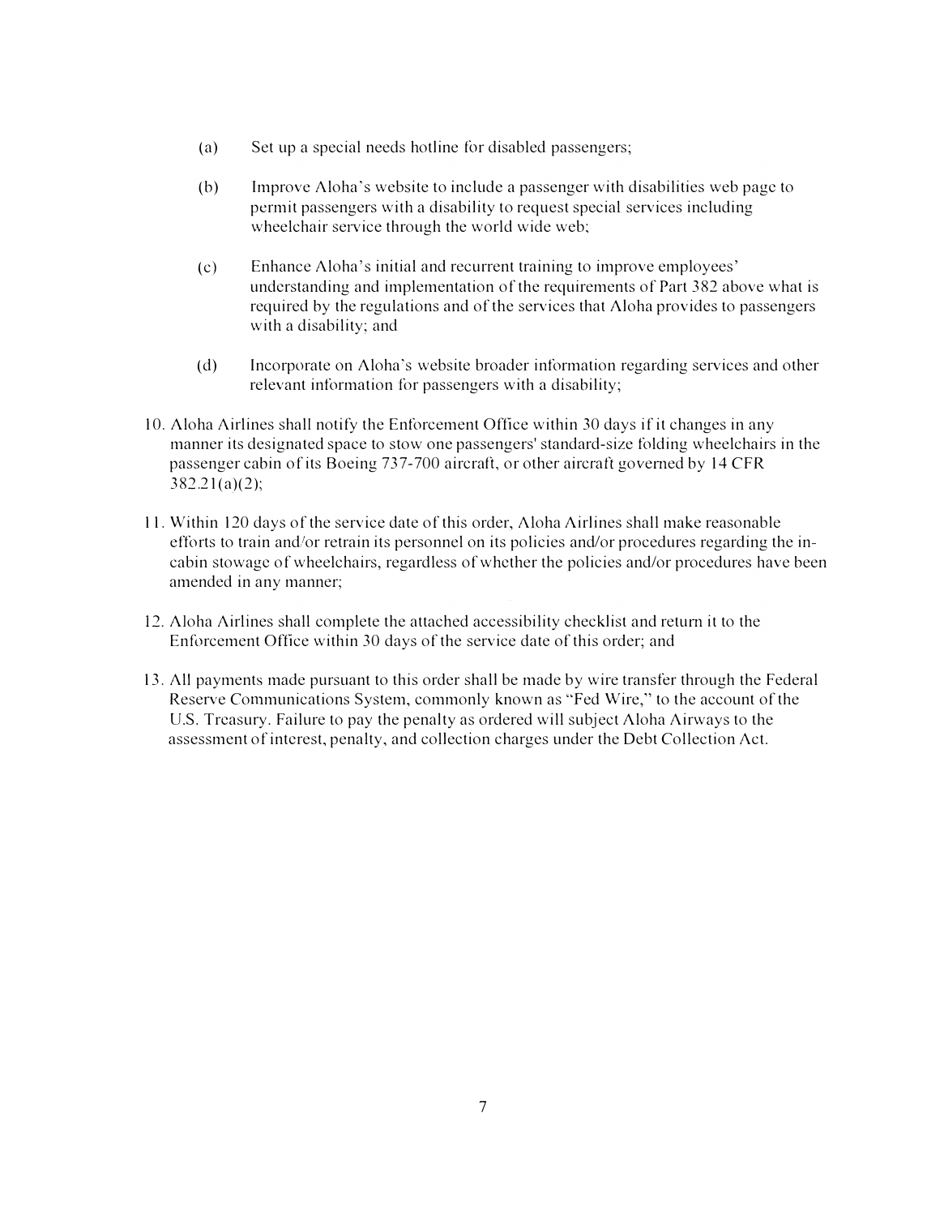(a) Set up a special needs hotline for disabled passengers;

(b) Improve Aloha's website to include a passenger with disabilities web page to permit passengers with a disability to request special services including wheelchair service through the world wide web;

(c) Enhance Aloha's initial and recurrent training to improve employees' understanding and implementation of the requirements of Part 382 above what is required by the regulations and of the services that Aloha provides to passengers with a disability; and

(d) Incorporate on Aloha's website broader information regarding services and other relevant information for passengers with a disability;

10. Aloha Airlines shall notify the Enforcement Office within 30 days if it changes in any manner its designated space to stow one passengers' standard-size folding wheelchairs in the passenger cabin of its Boeing 737-700 aircraft, or other aircraft governed by 14 CFR 382.21(a)(2);

11. Within 120 days of the service date of this order, Aloha Airlines shall make reasonable efforts to train and/or retrain its personnel on its policies and/or procedures regarding the in-cabin stowage of wheelchairs, regardless of whether the policies and/or procedures have been amended in any manner;

12. Aloha Airlines shall complete the attached accessibility checklist and return it to the Enforcement Office within 30 days of the service date of this order; and

13. All payments made pursuant to this order shall be made by wire transfer through the Federal Reserve Communications System, commonly known as "Fed Wire," to the account of the U.S. Treasury. Failure to pay the penalty as ordered will subject Aloha Airways to the assessment of interest, penalty, and collection charges under the Debt Collection Act.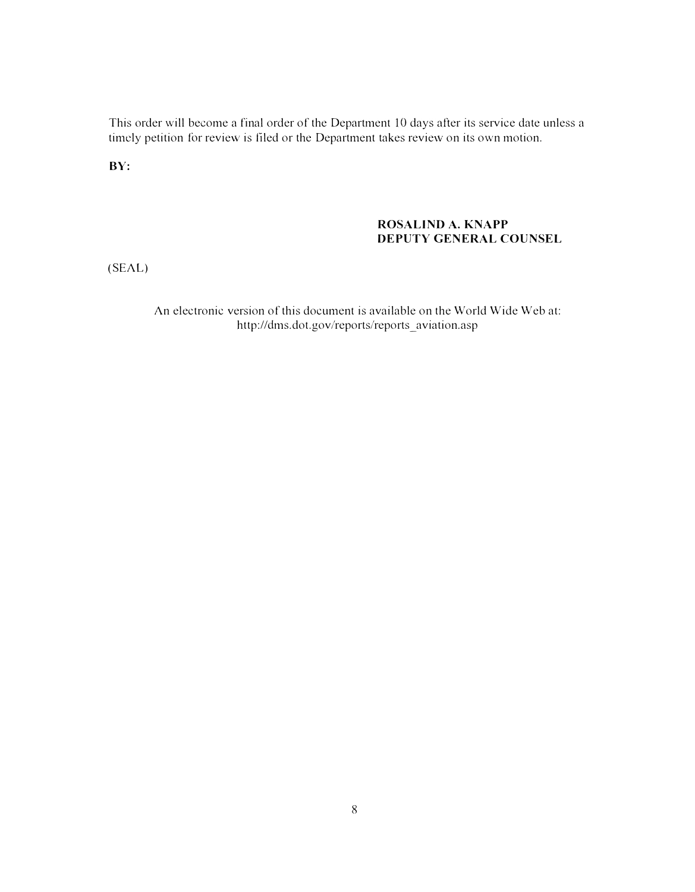This order will become a final order of the Department 10 days after its service date unless a timely petition for review is filed or the Department takes review on its own motion.

**BY:**

**ROSALIND A. KNAPP**
**DEPUTY GENERAL COUNSEL**

(SEAL)

An electronic version of this document is available on the World Wide Web at:
http://dms.dot.gov/reports/reports_aviation.asp